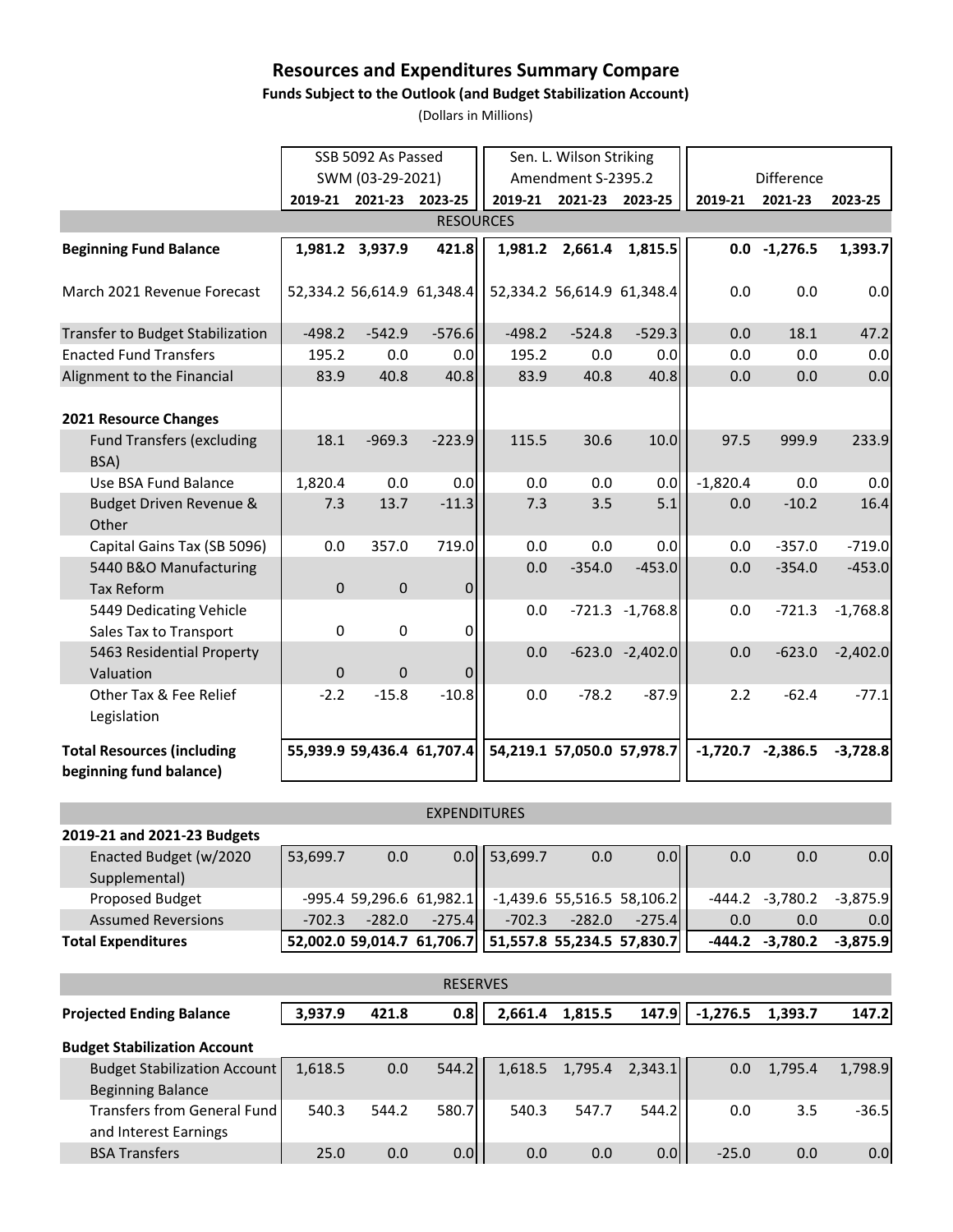# Resources and Expenditures Summary Compare

**Funds Subject to the Outlook (and Budget Stabilization Account)**

(Dollars in Millions)

| | SSB 5092 As Passed SWM (03-29-2021) | | | Sen. L. Wilson Striking Amendment S-2395.2 | | | Difference | | |
|---|---|---|---|---|---|---|---|---|---|
| | **2019-21** | **2021-23** | **2023-25** | **2019-21** | **2021-23** | **2023-25** | **2019-21** | **2021-23** | **2023-25** |
| **RESOURCES** | | | | | | | | | |
| **Beginning Fund Balance** | **1,981.2** | **3,937.9** | **421.8** | **1,981.2** | **2,661.4** | **1,815.5** | **0.0** | **-1,276.5** | **1,393.7** |
| March 2021 Revenue Forecast | 52,334.2 | 56,614.9 | 61,348.4 | 52,334.2 | 56,614.9 | 61,348.4 | 0.0 | 0.0 | 0.0 |
| Transfer to Budget Stabilization | -498.2 | -542.9 | -576.6 | -498.2 | -524.8 | -529.3 | 0.0 | 18.1 | 47.2 |
| Enacted Fund Transfers | 195.2 | 0.0 | 0.0 | 195.2 | 0.0 | 0.0 | 0.0 | 0.0 | 0.0 |
| Alignment to the Financial | 83.9 | 40.8 | 40.8 | 83.9 | 40.8 | 40.8 | 0.0 | 0.0 | 0.0 |
| **2021 Resource Changes** | | | | | | | | | |
| Fund Transfers (excluding BSA) | 18.1 | -969.3 | -223.9 | 115.5 | 30.6 | 10.0 | 97.5 | 999.9 | 233.9 |
| Use BSA Fund Balance | 1,820.4 | 0.0 | 0.0 | 0.0 | 0.0 | 0.0 | -1,820.4 | 0.0 | 0.0 |
| Budget Driven Revenue & Other | 7.3 | 13.7 | -11.3 | 7.3 | 3.5 | 5.1 | 0.0 | -10.2 | 16.4 |
| Capital Gains Tax (SB 5096) | 0.0 | 357.0 | 719.0 | 0.0 | 0.0 | 0.0 | 0.0 | -357.0 | -719.0 |
| 5440 B&O Manufacturing Tax Reform | 0 | 0 | 0 | 0.0 | -354.0 | -453.0 | 0.0 | -354.0 | -453.0 |
| 5449 Dedicating Vehicle Sales Tax to Transport | 0 | 0 | 0 | 0.0 | -721.3 | -1,768.8 | 0.0 | -721.3 | -1,768.8 |
| 5463 Residential Property Valuation | 0 | 0 | 0 | 0.0 | -623.0 | -2,402.0 | 0.0 | -623.0 | -2,402.0 |
| Other Tax & Fee Relief Legislation | -2.2 | -15.8 | -10.8 | 0.0 | -78.2 | -87.9 | 2.2 | -62.4 | -77.1 |
| **Total Resources (including beginning fund balance)** | **55,939.9** | **59,436.4** | **61,707.4** | **54,219.1** | **57,050.0** | **57,978.7** | **-1,720.7** | **-2,386.5** | **-3,728.8** |
| **EXPENDITURES** | | | | | | | | | |
| **2019-21 and 2021-23 Budgets** | | | | | | | | | |
| Enacted Budget (w/2020 Supplemental) | 53,699.7 | 0.0 | 0.0 | 53,699.7 | 0.0 | 0.0 | 0.0 | 0.0 | 0.0 |
| Proposed Budget | -995.4 | 59,296.6 | 61,982.1 | -1,439.6 | 55,516.5 | 58,106.2 | -444.2 | -3,780.2 | -3,875.9 |
| Assumed Reversions | -702.3 | -282.0 | -275.4 | -702.3 | -282.0 | -275.4 | 0.0 | 0.0 | 0.0 |
| **Total Expenditures** | **52,002.0** | **59,014.7** | **61,706.7** | **51,557.8** | **55,234.5** | **57,830.7** | **-444.2** | **-3,780.2** | **-3,875.9** |
| **RESERVES** | | | | | | | | | |
| **Projected Ending Balance** | **3,937.9** | **421.8** | **0.8** | **2,661.4** | **1,815.5** | **147.9** | **-1,276.5** | **1,393.7** | **147.2** |
| **Budget Stabilization Account** | | | | | | | | | |
| Budget Stabilization Account Beginning Balance | 1,618.5 | 0.0 | 544.2 | 1,618.5 | 1,795.4 | 2,343.1 | 0.0 | 1,795.4 | 1,798.9 |
| Transfers from General Fund and Interest Earnings | 540.3 | 544.2 | 580.7 | 540.3 | 547.7 | 544.2 | 0.0 | 3.5 | -36.5 |
| BSA Transfers | 25.0 | 0.0 | 0.0 | 0.0 | 0.0 | 0.0 | -25.0 | 0.0 | 0.0 |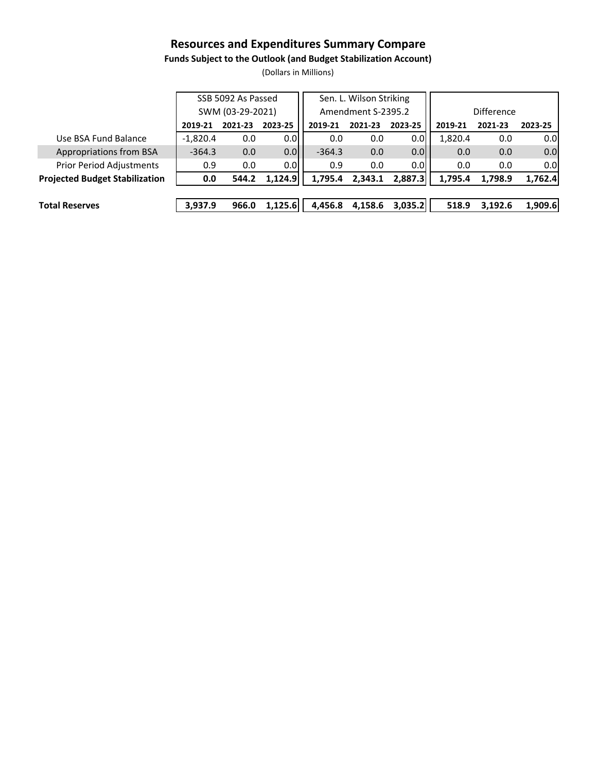## Resources and Expenditures Summary Compare

**Funds Subject to the Outlook (and Budget Stabilization Account)**

(Dollars in Millions)

| | SSB 5092 As Passed SWM (03-29-2021) | | | Sen. L. Wilson Striking Amendment S-2395.2 | | | Difference | | |
|---|---|---|---|---|---|---|---|---|---|
| | **2019-21** | **2021-23** | **2023-25** | **2019-21** | **2021-23** | **2023-25** | **2019-21** | **2021-23** | **2023-25** |
| Use BSA Fund Balance | -1,820.4 | 0.0 | 0.0 | 0.0 | 0.0 | 0.0 | 1,820.4 | 0.0 | 0.0 |
| Appropriations from BSA | -364.3 | 0.0 | 0.0 | -364.3 | 0.0 | 0.0 | 0.0 | 0.0 | 0.0 |
| Prior Period Adjustments | 0.9 | 0.0 | 0.0 | 0.9 | 0.0 | 0.0 | 0.0 | 0.0 | 0.0 |
| **Projected Budget Stabilization** | **0.0** | **544.2** | **1,124.9** | **1,795.4** | **2,343.1** | **2,887.3** | **1,795.4** | **1,798.9** | **1,762.4** |
| | | | | | | | | | |
| **Total Reserves** | **3,937.9** | **966.0** | **1,125.6** | **4,456.8** | **4,158.6** | **3,035.2** | **518.9** | **3,192.6** | **1,909.6** |